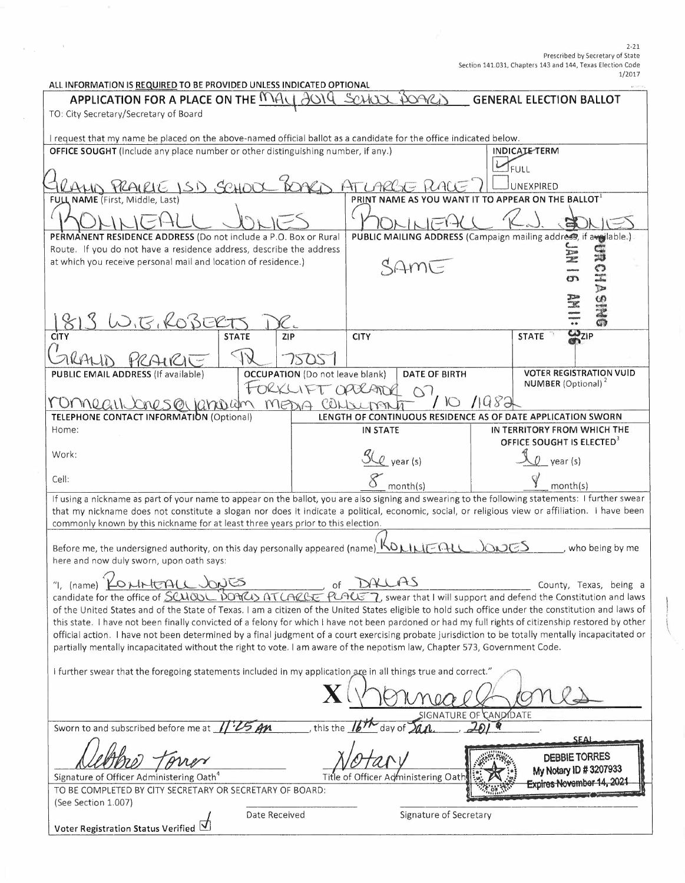2-21
Prescribed by Secretary of State
Section 141.031, Chapters 143 and 144, Texas Election Code
1/2017

ALL INFORMATION IS REQUIRED TO BE PROVIDED UNLESS INDICATED OPTIONAL

## APPLICATION FOR A PLACE ON THE MAY 2019 SCHOOL BOARD GENERAL ELECTION BALLOT

TO: City Secretary/Secretary of Board

I request that my name be placed on the above-named official ballot as a candidate for the office indicated below.

| OFFICE SOUGHT (Include any place number or other distinguishing number, if any.) | INDICATE TERM |
|---|---|
| GRAND PRAIRIE ISD SCHOOL BOARD AT LARGE PLACE 7 | ☑ FULL ☐ UNEXPIRED |

| FULL NAME (First, Middle, Last) | PRINT NAME AS YOU WANT IT TO APPEAR ON THE BALLOT[1] |
|---|---|
| RONNEALL JONES | RONNEALL R.J. JONES |

| PERMANENT RESIDENCE ADDRESS (Do not include a P.O. Box or Rural Route. If you do not have a residence address, describe the address at which you receive personal mail and location of residence.) | PUBLIC MAILING ADDRESS (Campaign mailing address, if available.) |
|---|---|
| 1813 W.E. ROBERTS DR. | SAME |

| CITY | STATE | ZIP | CITY | STATE | ZIP |
|---|---|---|---|---|---|
| GRAND PRAIRIE | TX | 75051 | | | |

| PUBLIC EMAIL ADDRESS (If available) | OCCUPATION (Do not leave blank) | DATE OF BIRTH | VOTER REGISTRATION VUID NUMBER (Optional)[2] |
|---|---|---|---|
| ronneall.jones@yahoo.com | FORKLIFT OPERATOR MEDIA CONSULTANT | 07/10/1982 | |

| TELEPHONE CONTACT INFORMATION (Optional) | LENGTH OF CONTINUOUS RESIDENCE AS OF DATE APPLICATION SWORN — IN STATE | IN TERRITORY FROM WHICH THE OFFICE SOUGHT IS ELECTED[3] |
|---|---|---|
| Home: | 36 year(s) | 36 year(s) |
| Work: | 8 month(s) | 8 month(s) |
| Cell: | | |

PURCHASING JAN 16 AM 11:36

If using a nickname as part of your name to appear on the ballot, you are also signing and swearing to the following statements: I further swear that my nickname does not constitute a slogan nor does it indicate a political, economic, social, or religious view or affiliation. I have been commonly known by this nickname for at least three years prior to this election.

Before me, the undersigned authority, on this day personally appeared (name) RONNEALL JONES, who being by me here and now duly sworn, upon oath says:

"I, (name) RONNEALL JONES, of DALLAS County, Texas, being a candidate for the office of SCHOOL BOARD AT LARGE PLACE 7, swear that I will support and defend the Constitution and laws of the United States and of the State of Texas. I am a citizen of the United States eligible to hold such office under the constitution and laws of this state. I have not been finally convicted of a felony for which I have not been pardoned or had my full rights of citizenship restored by other official action. I have not been determined by a final judgment of a court exercising probate jurisdiction to be totally mentally incapacitated or partially mentally incapacitated without the right to vote. I am aware of the nepotism law, Chapter 573, Government Code.

I further swear that the foregoing statements included in my application are in all things true and correct."

X Ronneall Jones
SIGNATURE OF CANDIDATE

Sworn to and subscribed before me at 11:25 AM, this the 16th day of Jan., 2019.

Debbie Torres — Signature of Officer Administering Oath[4]

Notary — Title of Officer Administering Oath

SEAL: DEBBIE TORRES, My Notary ID # 3207933, Expires November 14, 2021

TO BE COMPLETED BY CITY SECRETARY OR SECRETARY OF BOARD:
(See Section 1.007)

Date Received ______ Signature of Secretary ______

Voter Registration Status Verified ☑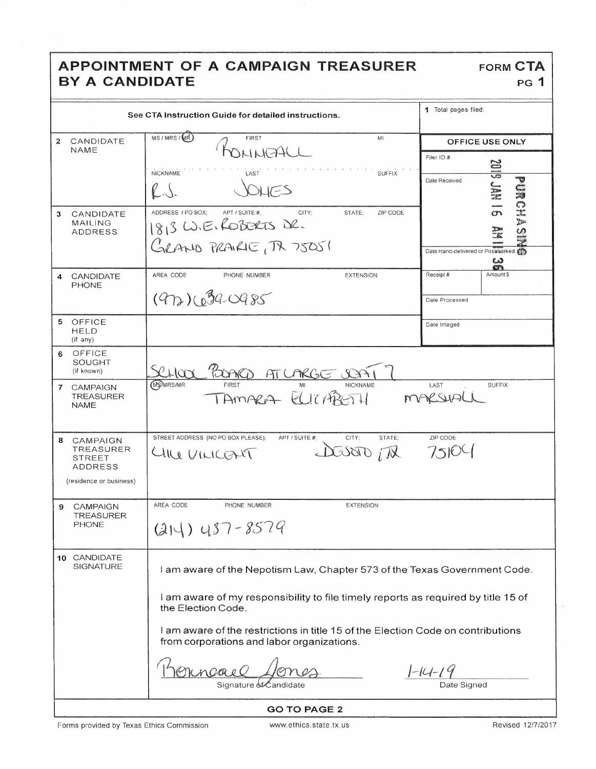# APPOINTMENT OF A CAMPAIGN TREASURER BY A CANDIDATE

**FORM CTA**
**PG 1**

See CTA Instruction Guide for detailed instructions.

**1** Total pages filed:

| | | |
|---|---|---|
| **2** CANDIDATE NAME | MS / MRS / (MR) FIRST: RONNEALL MI: <br> NICKNAME: R.J. LAST: JONES SUFFIX: | **OFFICE USE ONLY** <br> Filer ID #: <br> Date Received: 2019 JAN 16 AM 11 36 PURCHASING |
| **3** CANDIDATE MAILING ADDRESS | ADDRESS / PO BOX; APT / SUITE #; CITY; STATE; ZIP CODE <br> 1813 W.E. ROBERTS DR. <br> GRAND PRAIRIE, TX 75051 | Date Hand-delivered or Postmarked |
| **4** CANDIDATE PHONE | AREA CODE PHONE NUMBER EXTENSION <br> (972) 639-0985 | Receipt # / Amount $ <br> Date Processed |
| **5** OFFICE HELD (if any) | | Date Imaged |
| **6** OFFICE SOUGHT (if known) | SCHOOL BOARD AT LARGE SEAT 7 | |
| **7** CAMPAIGN TREASURER NAME | (MS)/MRS/MR FIRST: TAMARA MI: ELIZABETH NICKNAME: LAST: MARSHALL SUFFIX: | |
| **8** CAMPAIGN TREASURER STREET ADDRESS (residence or business) | STREET ADDRESS (NO PO BOX PLEASE); APT / SUITE #; CITY; STATE; ZIP CODE <br> 414 VINCENT DESOTO, TX 75104 | |
| **9** CAMPAIGN TREASURER PHONE | AREA CODE PHONE NUMBER EXTENSION <br> (214) 437-8579 | |
| **10** CANDIDATE SIGNATURE | I am aware of the Nepotism Law, Chapter 573 of the Texas Government Code. <br> I am aware of my responsibility to file timely reports as required by title 15 of the Election Code. <br> I am aware of the restrictions in title 15 of the Election Code on contributions from corporations and labor organizations. <br> Ronneall Jones — Signature of Candidate <br> 1-14-19 — Date Signed | |

**GO TO PAGE 2**

Forms provided by Texas Ethics Commission www.ethics.state.tx.us Revised 12/7/2017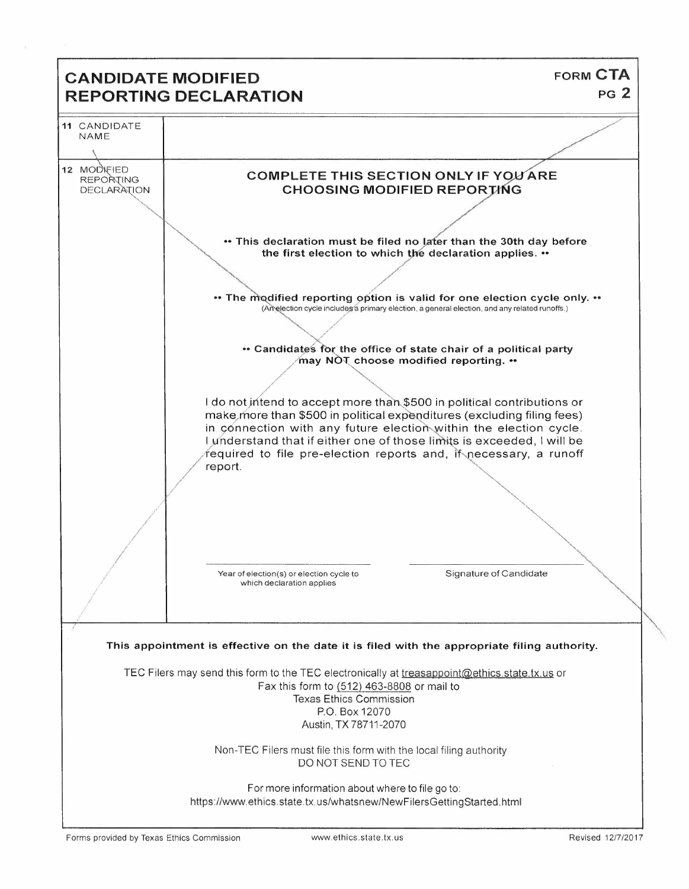# CANDIDATE MODIFIED REPORTING DECLARATION

**FORM CTA**
**PG 2**

| | |
|---|---|
| 11 CANDIDATE NAME | |
| 12 MODIFIED REPORTING DECLARATION | **COMPLETE THIS SECTION ONLY IF YOU ARE CHOOSING MODIFIED REPORTING**<br><br>**•• This declaration must be filed no later than the 30th day before the first election to which the declaration applies. ••**<br><br>**•• The modified reporting option is valid for one election cycle only. ••**<br>(An election cycle includes a primary election, a general election, and any related runoffs.)<br><br>**•• Candidates for the office of state chair of a political party may NOT choose modified reporting. ••**<br><br>I do not intend to accept more than $500 in political contributions or make more than $500 in political expenditures (excluding filing fees) in connection with any future election within the election cycle. I understand that if either one of those limits is exceeded, I will be required to file pre-election reports and, if necessary, a runoff report.<br><br>Year of election(s) or election cycle to which declaration applies ______________ Signature of Candidate ______________ |

**This appointment is effective on the date it is filed with the appropriate filing authority.**

TEC Filers may send this form to the TEC electronically at treasappoint@ethics.state.tx.us or
Fax this form to (512) 463-8808 or mail to
Texas Ethics Commission
P.O. Box 12070
Austin, TX 78711-2070

Non-TEC Filers must file this form with the local filing authority
DO NOT SEND TO TEC

For more information about where to file go to:
https://www.ethics.state.tx.us/whatsnew/NewFilersGettingStarted.html

Forms provided by Texas Ethics Commission www.ethics.state.tx.us Revised 12/7/2017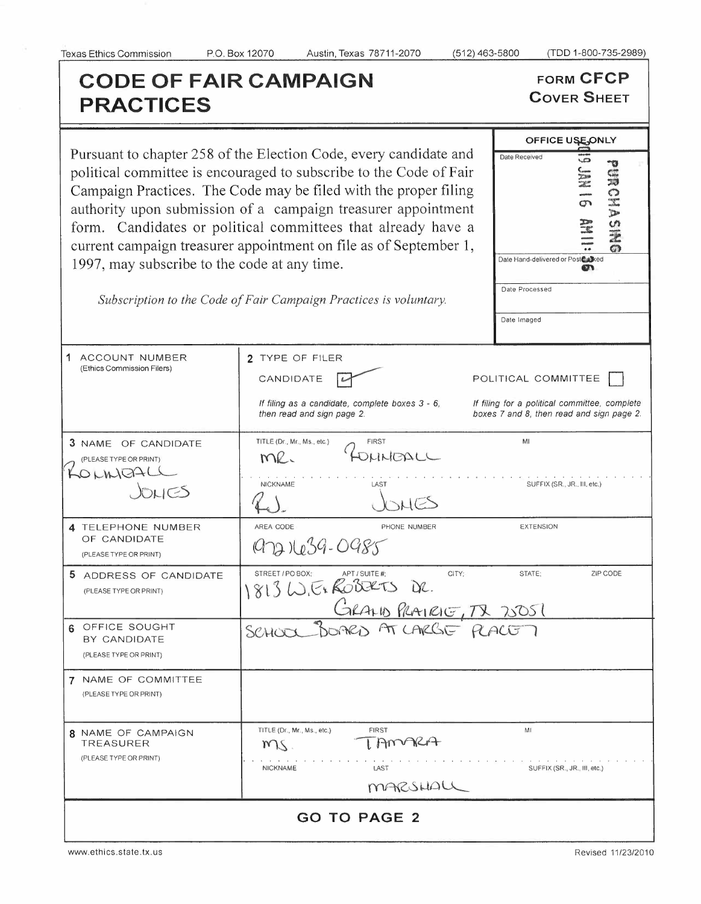Texas Ethics Commission P.O. Box 12070 Austin, Texas 78711-2070 (512) 463-5800 (TDD 1-800-735-2989)

# CODE OF FAIR CAMPAIGN PRACTICES

**FORM CFCP**
**COVER SHEET**

Pursuant to chapter 258 of the Election Code, every candidate and political committee is encouraged to subscribe to the Code of Fair Campaign Practices. The Code may be filed with the proper filing authority upon submission of a campaign treasurer appointment form. Candidates or political committees that already have a current campaign treasurer appointment on file as of September 1, 1997, may subscribe to the code at any time.

*Subscription to the Code of Fair Campaign Practices is voluntary.*

| OFFICE USE ONLY |
|---|
| Date Received: 2019 JAN 16 AM 11: 36 PURCHASING |
| Date Hand-delivered or Postmarked |
| Date Processed |
| Date Imaged |

| | |
|---|---|
| 1 ACCOUNT NUMBER (Ethics Commission Filers) | 2 TYPE OF FILER: CANDIDATE [✓] POLITICAL COMMITTEE [ ]<br>*If filing as a candidate, complete boxes 3 - 6, then read and sign page 2.* *If filing for a political committee, complete boxes 7 and 8, then read and sign page 2.* |
| 3 NAME OF CANDIDATE (PLEASE TYPE OR PRINT) Ronnieall Jones | TITLE (Dr., Mr., Ms., etc.): Mr. FIRST: Ronnieall MI:<br>NICKNAME: R.J. LAST: Jones SUFFIX (SR., JR., III, etc.): |
| 4 TELEPHONE NUMBER OF CANDIDATE (PLEASE TYPE OR PRINT) | AREA CODE / PHONE NUMBER: 972)639-0985 EXTENSION: |
| 5 ADDRESS OF CANDIDATE (PLEASE TYPE OR PRINT) | STREET / PO BOX; APT / SUITE #; CITY; STATE; ZIP CODE: 1813 W.E. Roberts Dr. Grand Prairie, TX 75051 |
| 6 OFFICE SOUGHT BY CANDIDATE (PLEASE TYPE OR PRINT) | School Board At Large Place 7 |
| 7 NAME OF COMMITTEE (PLEASE TYPE OR PRINT) | |
| 8 NAME OF CAMPAIGN TREASURER (PLEASE TYPE OR PRINT) | TITLE (Dr., Mr., Ms., etc.): Ms. FIRST: Tamara MI:<br>NICKNAME: LAST: Marshall SUFFIX (SR., JR., III, etc.): |

**GO TO PAGE 2**

www.ethics.state.tx.us Revised 11/23/2010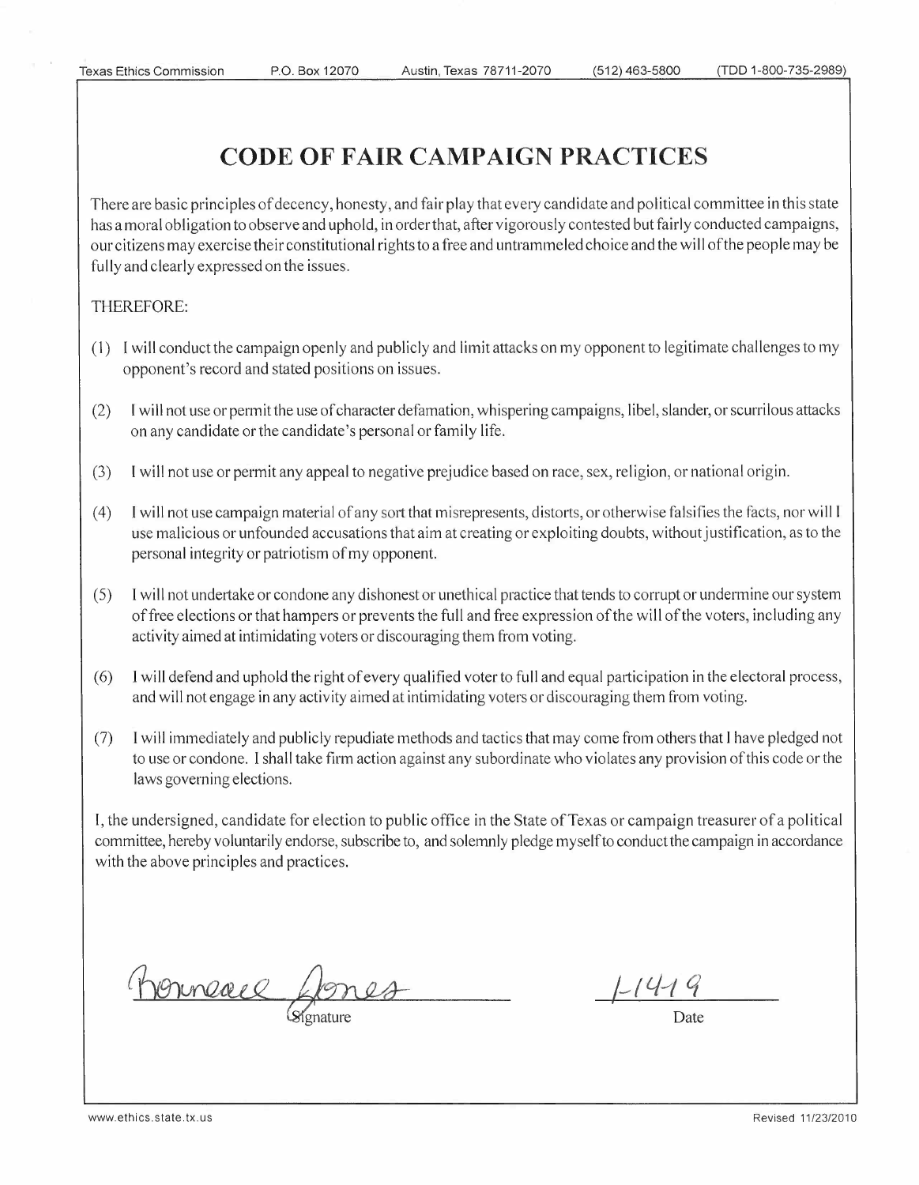Texas Ethics Commission P.O. Box 12070 Austin, Texas 78711-2070 (512) 463-5800 (TDD 1-800-735-2989)

# CODE OF FAIR CAMPAIGN PRACTICES

There are basic principles of decency, honesty, and fair play that every candidate and political committee in this state has a moral obligation to observe and uphold, in order that, after vigorously contested but fairly conducted campaigns, our citizens may exercise their constitutional rights to a free and untrammeled choice and the will of the people may be fully and clearly expressed on the issues.

THEREFORE:

(1) I will conduct the campaign openly and publicly and limit attacks on my opponent to legitimate challenges to my opponent's record and stated positions on issues.

(2) I will not use or permit the use of character defamation, whispering campaigns, libel, slander, or scurrilous attacks on any candidate or the candidate's personal or family life.

(3) I will not use or permit any appeal to negative prejudice based on race, sex, religion, or national origin.

(4) I will not use campaign material of any sort that misrepresents, distorts, or otherwise falsifies the facts, nor will I use malicious or unfounded accusations that aim at creating or exploiting doubts, without justification, as to the personal integrity or patriotism of my opponent.

(5) I will not undertake or condone any dishonest or unethical practice that tends to corrupt or undermine our system of free elections or that hampers or prevents the full and free expression of the will of the voters, including any activity aimed at intimidating voters or discouraging them from voting.

(6) I will defend and uphold the right of every qualified voter to full and equal participation in the electoral process, and will not engage in any activity aimed at intimidating voters or discouraging them from voting.

(7) I will immediately and publicly repudiate methods and tactics that may come from others that I have pledged not to use or condone. I shall take firm action against any subordinate who violates any provision of this code or the laws governing elections.

I, the undersigned, candidate for election to public office in the State of Texas or campaign treasurer of a political committee, hereby voluntarily endorse, subscribe to, and solemnly pledge myself to conduct the campaign in accordance with the above principles and practices.

Bonneall Jones
Signature

1-14-19
Date

www.ethics.state.tx.us Revised 11/23/2010